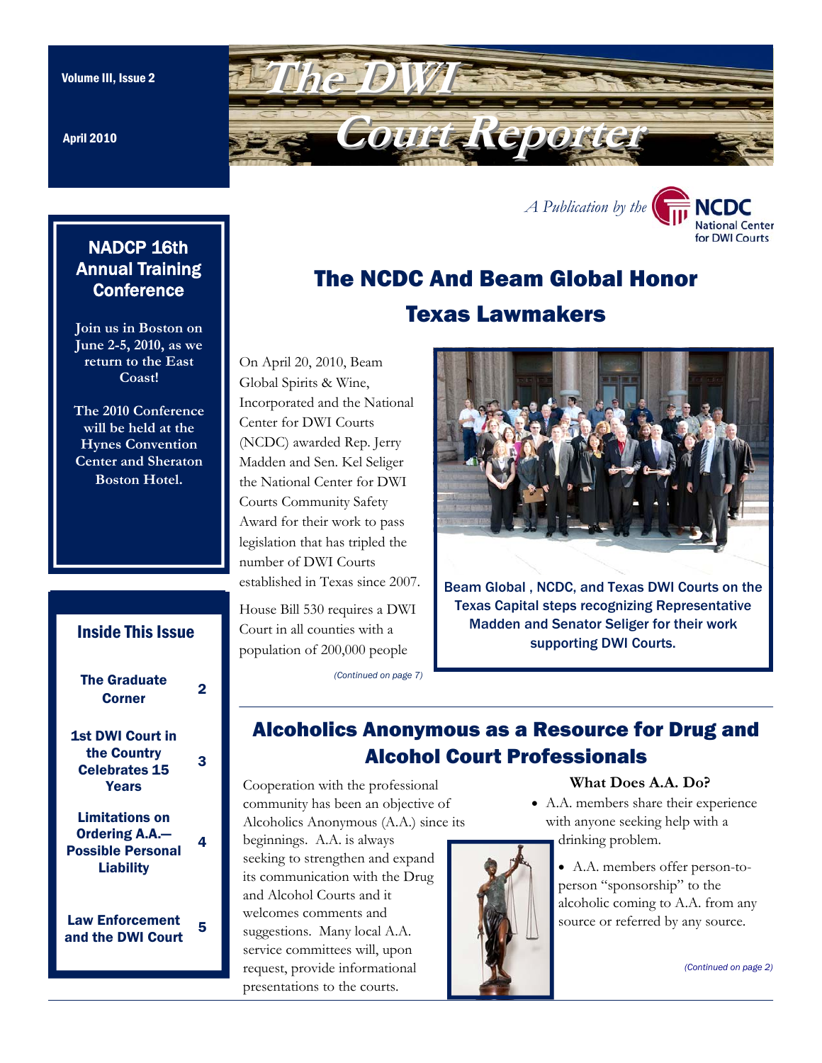# The DWI Court Reporter

Volume III, Issue 2

April 2010

*A Publication by the* NCDC National Center for DWI Courts

## NADCP 16th Annual Training Conference

Join us in Boston on June 2-5, 2010, as we return to the East Coast!

The 2010 Conference will be held at the Hynes Convention Center and Sheraton Boston Hotel.

## Inside This Issue

| | |
|---|---|
| The Graduate Corner | 2 |
| 1st DWI Court in the Country Celebrates 15 Years | 3 |
| Limitations on Ordering A.A.—Possible Personal Liability | 4 |
| Law Enforcement and the DWI Court | 5 |

## The NCDC And Beam Global Honor Texas Lawmakers

On April 20, 2010, Beam Global Spirits & Wine, Incorporated and the National Center for DWI Courts (NCDC) awarded Rep. Jerry Madden and Sen. Kel Seliger the National Center for DWI Courts Community Safety Award for their work to pass legislation that has tripled the number of DWI Courts established in Texas since 2007.

House Bill 530 requires a DWI Court in all counties with a population of 200,000 people

*(Continued on page 7)*

Beam Global , NCDC, and Texas DWI Courts on the Texas Capital steps recognizing Representative Madden and Senator Seliger for their work supporting DWI Courts.

## Alcoholics Anonymous as a Resource for Drug and Alcohol Court Professionals

Cooperation with the professional community has been an objective of Alcoholics Anonymous (A.A.) since its beginnings. A.A. is always seeking to strengthen and expand its communication with the Drug and Alcohol Courts and it welcomes comments and suggestions. Many local A.A. service committees will, upon request, provide informational presentations to the courts.

### What Does A.A. Do?

- A.A. members share their experience with anyone seeking help with a drinking problem.
- A.A. members offer person-to-person "sponsorship" to the alcoholic coming to A.A. from any source or referred by any source.

*(Continued on page 2)*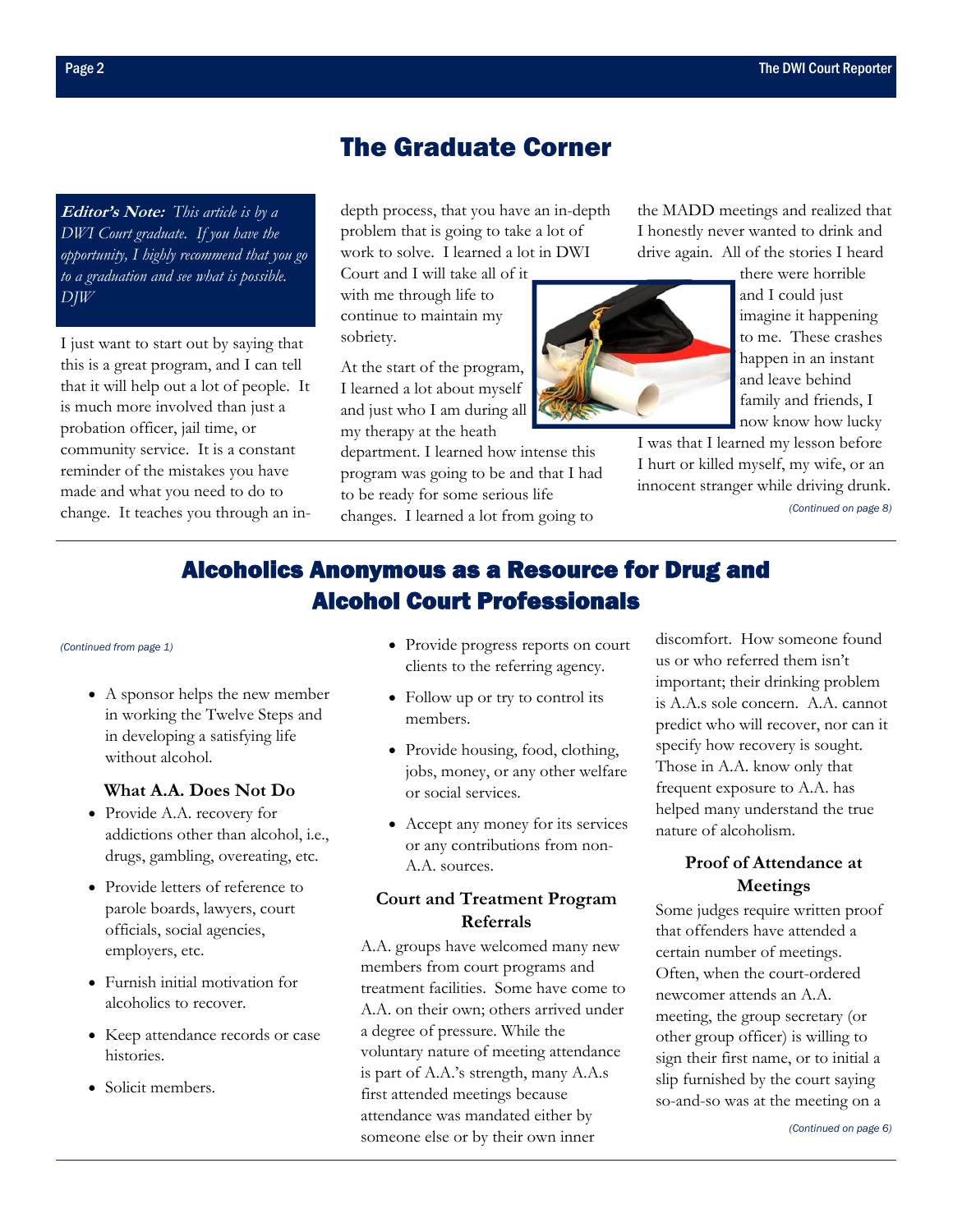# The Graduate Corner

**Editor's Note:** *This article is by a DWI Court graduate. If you have the opportunity, I highly recommend that you go to a graduation and see what is possible. DJW*

I just want to start out by saying that this is a great program, and I can tell that it will help out a lot of people. It is much more involved than just a probation officer, jail time, or community service. It is a constant reminder of the mistakes you have made and what you need to do to change. It teaches you through an in-depth process, that you have an in-depth problem that is going to take a lot of work to solve. I learned a lot in DWI Court and I will take all of it with me through life to continue to maintain my sobriety.

At the start of the program, I learned a lot about myself and just who I am during all my therapy at the heath department. I learned how intense this program was going to be and that I had to be ready for some serious life changes. I learned a lot from going to the MADD meetings and realized that I honestly never wanted to drink and drive again. All of the stories I heard there were horrible and I could just imagine it happening to me. These crashes happen in an instant and leave behind family and friends, I now know how lucky I was that I learned my lesson before I hurt or killed myself, my wife, or an innocent stranger while driving drunk.

*(Continued on page 8)*

# Alcoholics Anonymous as a Resource for Drug and Alcohol Court Professionals

*(Continued from page 1)*

- A sponsor helps the new member in working the Twelve Steps and in developing a satisfying life without alcohol.

### What A.A. Does Not Do

- Provide A.A. recovery for addictions other than alcohol, i.e., drugs, gambling, overeating, etc.
- Provide letters of reference to parole boards, lawyers, court officials, social agencies, employers, etc.
- Furnish initial motivation for alcoholics to recover.
- Keep attendance records or case histories.
- Solicit members.
- Provide progress reports on court clients to the referring agency.
- Follow up or try to control its members.
- Provide housing, food, clothing, jobs, money, or any other welfare or social services.
- Accept any money for its services or any contributions from non-A.A. sources.

### Court and Treatment Program Referrals

A.A. groups have welcomed many new members from court programs and treatment facilities. Some have come to A.A. on their own; others arrived under a degree of pressure. While the voluntary nature of meeting attendance is part of A.A.'s strength, many A.A.s first attended meetings because attendance was mandated either by someone else or by their own inner discomfort. How someone found us or who referred them isn't important; their drinking problem is A.A.s sole concern. A.A. cannot predict who will recover, nor can it specify how recovery is sought. Those in A.A. know only that frequent exposure to A.A. has helped many understand the true nature of alcoholism.

### Proof of Attendance at Meetings

Some judges require written proof that offenders have attended a certain number of meetings. Often, when the court-ordered newcomer attends an A.A. meeting, the group secretary (or other group officer) is willing to sign their first name, or to initial a slip furnished by the court saying so-and-so was at the meeting on a

*(Continued on page 6)*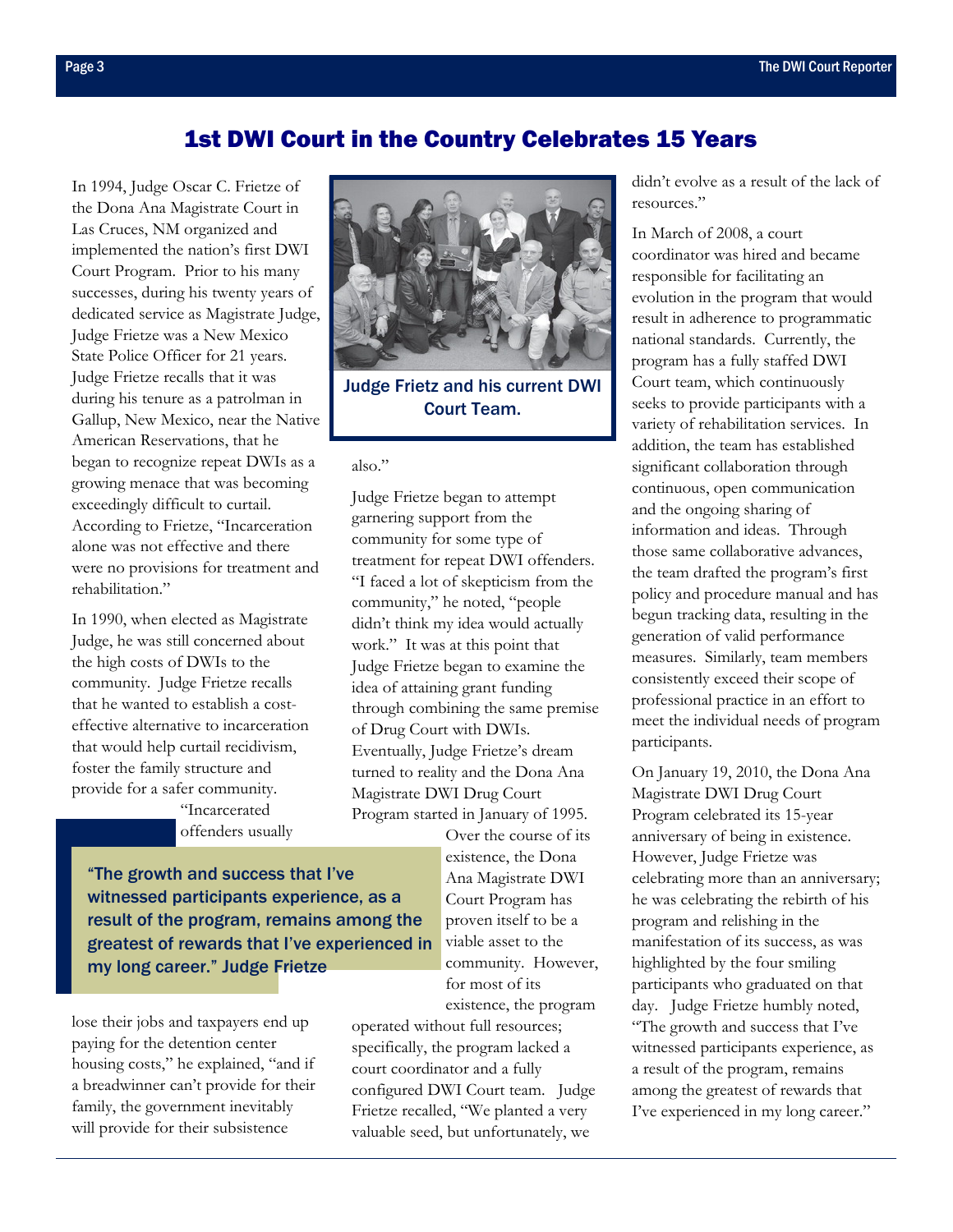# 1st DWI Court in the Country Celebrates 15 Years

In 1994, Judge Oscar C. Frietze of the Dona Ana Magistrate Court in Las Cruces, NM organized and implemented the nation's first DWI Court Program. Prior to his many successes, during his twenty years of dedicated service as Magistrate Judge, Judge Frietze was a New Mexico State Police Officer for 21 years. Judge Frietze recalls that it was during his tenure as a patrolman in Gallup, New Mexico, near the Native American Reservations, that he began to recognize repeat DWIs as a growing menace that was becoming exceedingly difficult to curtail. According to Frietze, "Incarceration alone was not effective and there were no provisions for treatment and rehabilitation."

In 1990, when elected as Magistrate Judge, he was still concerned about the high costs of DWIs to the community. Judge Frietze recalls that he wanted to establish a cost-effective alternative to incarceration that would help curtail recidivism, foster the family structure and provide for a safer community. "Incarcerated offenders usually lose their jobs and taxpayers end up paying for the detention center housing costs," he explained, "and if a breadwinner can't provide for their family, the government inevitably will provide for their subsistence also."

Judge Frietz and his current DWI Court Team.

Judge Frietze began to attempt garnering support from the community for some type of treatment for repeat DWI offenders. "I faced a lot of skepticism from the community," he noted, "people didn't think my idea would actually work." It was at this point that Judge Frietze began to examine the idea of attaining grant funding through combining the same premise of Drug Court with DWIs. Eventually, Judge Frietze's dream turned to reality and the Dona Ana Magistrate DWI Drug Court Program started in January of 1995.

> "The growth and success that I've witnessed participants experience, as a result of the program, remains among the greatest of rewards that I've experienced in my long career." Judge Frietze

Over the course of its existence, the Dona Ana Magistrate DWI Court Program has proven itself to be a viable asset to the community. However, for most of its existence, the program operated without full resources; specifically, the program lacked a court coordinator and a fully configured DWI Court team. Judge Frietze recalled, "We planted a very valuable seed, but unfortunately, we didn't evolve as a result of the lack of resources."

In March of 2008, a court coordinator was hired and became responsible for facilitating an evolution in the program that would result in adherence to programmatic national standards. Currently, the program has a fully staffed DWI Court team, which continuously seeks to provide participants with a variety of rehabilitation services. In addition, the team has established significant collaboration through continuous, open communication and the ongoing sharing of information and ideas. Through those same collaborative advances, the team drafted the program's first policy and procedure manual and has begun tracking data, resulting in the generation of valid performance measures. Similarly, team members consistently exceed their scope of professional practice in an effort to meet the individual needs of program participants.

On January 19, 2010, the Dona Ana Magistrate DWI Drug Court Program celebrated its 15-year anniversary of being in existence. However, Judge Frietze was celebrating more than an anniversary; he was celebrating the rebirth of his program and relishing in the manifestation of its success, as was highlighted by the four smiling participants who graduated on that day. Judge Frietze humbly noted, "The growth and success that I've witnessed participants experience, as a result of the program, remains among the greatest of rewards that I've experienced in my long career."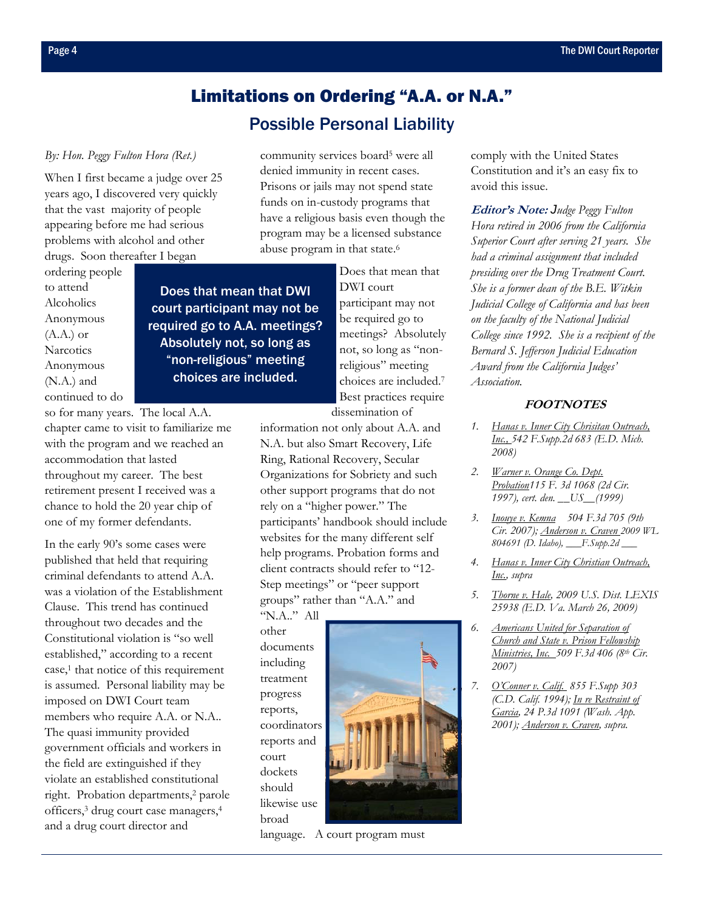# Limitations on Ordering "A.A. or N.A."

## Possible Personal Liability

*By: Hon. Peggy Fulton Hora (Ret.)*

When I first became a judge over 25 years ago, I discovered very quickly that the vast majority of people appearing before me had serious problems with alcohol and other drugs. Soon thereafter I began ordering people to attend Alcoholics Anonymous (A.A.) or Narcotics Anonymous (N.A.) and continued to do so for many years. The local A.A. chapter came to visit to familiarize me with the program and we reached an accommodation that lasted throughout my career. The best retirement present I received was a chance to hold the 20 year chip of one of my former defendants.

In the early 90's some cases were published that held that requiring criminal defendants to attend A.A. was a violation of the Establishment Clause. This trend has continued throughout two decades and the Constitutional violation is "so well established," according to a recent case,[1] that notice of this requirement is assumed. Personal liability may be imposed on DWI Court team members who require A.A. or N.A.. The quasi immunity provided government officials and workers in the field are extinguished if they violate an established constitutional right. Probation departments,[2] parole officers,[3] drug court case managers,[4] and a drug court director and community services board[5] were all denied immunity in recent cases. Prisons or jails may not spend state funds on in-custody programs that have a religious basis even though the program may be a licensed substance abuse program in that state.[6]

> **Does that mean that DWI court participant may not be required go to A.A. meetings? Absolutely not, so long as "non-religious" meeting choices are included.**

Does that mean that DWI court participant may not be required go to meetings? Absolutely not, so long as "non-religious" meeting choices are included.[7] Best practices require dissemination of information not only about A.A. and N.A. but also Smart Recovery, Life Ring, Rational Recovery, Secular Organizations for Sobriety and such other support programs that do not rely on a "higher power." The participants' handbook should include websites for the many different self help programs. Probation forms and client contracts should refer to "12-Step meetings" or "peer support groups" rather than "A.A." and "N.A.." All other documents including treatment progress reports, coordinators reports and court dockets should likewise use broad language. A court program must comply with the United States Constitution and it's an easy fix to avoid this issue.

***Editor's Note:*** *Judge Peggy Fulton Hora retired in 2006 from the California Superior Court after serving 21 years. She had a criminal assignment that included presiding over the Drug Treatment Court. She is a former dean of the B.E. Witkin Judicial College of California and has been on the faculty of the National Judicial College since 1992. She is a recipient of the Bernard S. Jefferson Judicial Education Award from the California Judges' Association.*

### FOOTNOTES

1. *Hanas v. Inner City Chrisitan Outreach, Inc., 542 F.Supp.2d 683 (E.D. Mich. 2008)*
2. *Warner v. Orange Co. Dept. Probation 115 F. 3d 1068 (2d Cir. 1997), cert. den. \_\_US\_\_(1999)*
3. *Inouye v. Kemna 504 F.3d 705 (9th Cir. 2007); Anderson v. Craven 2009 WL 804691 (D. Idaho), \_\_\_F.Supp.2d \_\_\_*
4. *Hanas v. Inner City Christian Outreach, Inc., supra*
5. *Thorne v. Hale, 2009 U.S. Dist. LEXIS 25938 (E.D. Va. March 26, 2009)*
6. *Americans United for Separation of Church and State v. Prison Fellowship Ministries, Inc. 509 F.3d 406 (8th Cir. 2007)*
7. *O'Conner v. Calif. 855 F.Supp 303 (C.D. Calif. 1994); In re Restraint of Garcia, 24 P.3d 1091 (Wash. App. 2001); Anderson v. Craven, supra.*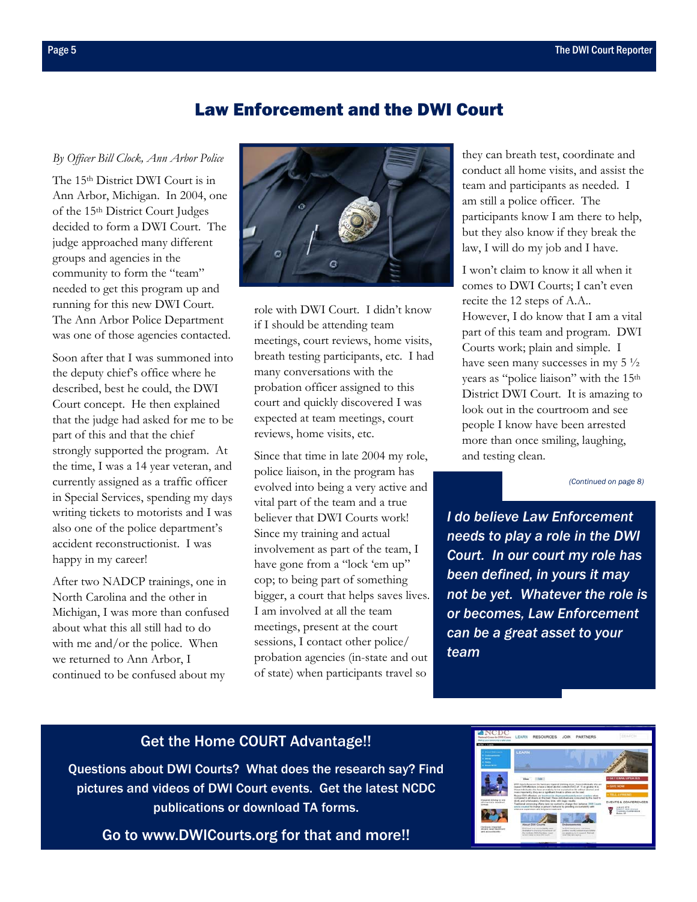## Law Enforcement and the DWI Court

*By Officer Bill Clock, Ann Arbor Police*

The 15th District DWI Court is in Ann Arbor, Michigan. In 2004, one of the 15th District Court Judges decided to form a DWI Court. The judge approached many different groups and agencies in the community to form the "team" needed to get this program up and running for this new DWI Court. The Ann Arbor Police Department was one of those agencies contacted.

Soon after that I was summoned into the deputy chief's office where he described, best he could, the DWI Court concept. He then explained that the judge had asked for me to be part of this and that the chief strongly supported the program. At the time, I was a 14 year veteran, and currently assigned as a traffic officer in Special Services, spending my days writing tickets to motorists and I was also one of the police department's accident reconstructionist. I was happy in my career!

After two NADCP trainings, one in North Carolina and the other in Michigan, I was more than confused about what this all still had to do with me and/or the police. When we returned to Ann Arbor, I continued to be confused about my role with DWI Court. I didn't know if I should be attending team meetings, court reviews, home visits, breath testing participants, etc. I had many conversations with the probation officer assigned to this court and quickly discovered I was expected at team meetings, court reviews, home visits, etc.

Since that time in late 2004 my role, police liaison, in the program has evolved into being a very active and vital part of the team and a true believer that DWI Courts work! Since my training and actual involvement as part of the team, I have gone from a "lock 'em up" cop; to being part of something bigger, a court that helps saves lives. I am involved at all the team meetings, present at the court sessions, I contact other police/ probation agencies (in-state and out of state) when participants travel so they can breath test, coordinate and conduct all home visits, and assist the team and participants as needed. I am still a police officer. The participants know I am there to help, but they also know if they break the law, I will do my job and I have.

I won't claim to know it all when it comes to DWI Courts; I can't even recite the 12 steps of A.A.. However, I do know that I am a vital part of this team and program. DWI Courts work; plain and simple. I have seen many successes in my 5 ½ years as "police liaison" with the 15th District DWI Court. It is amazing to look out in the courtroom and see people I know have been arrested more than once smiling, laughing, and testing clean.

*(Continued on page 8)*

***I do believe Law Enforcement needs to play a role in the DWI Court. In our court my role has been defined, in yours it may not be yet. Whatever the role is or becomes, Law Enforcement can be a great asset to your team***

### Get the Home COURT Advantage!!

**Questions about DWI Courts? What does the research say? Find pictures and videos of DWI Court events. Get the latest NCDC publications or download TA forms.**

**Go to www.DWICourts.org for that and more!!**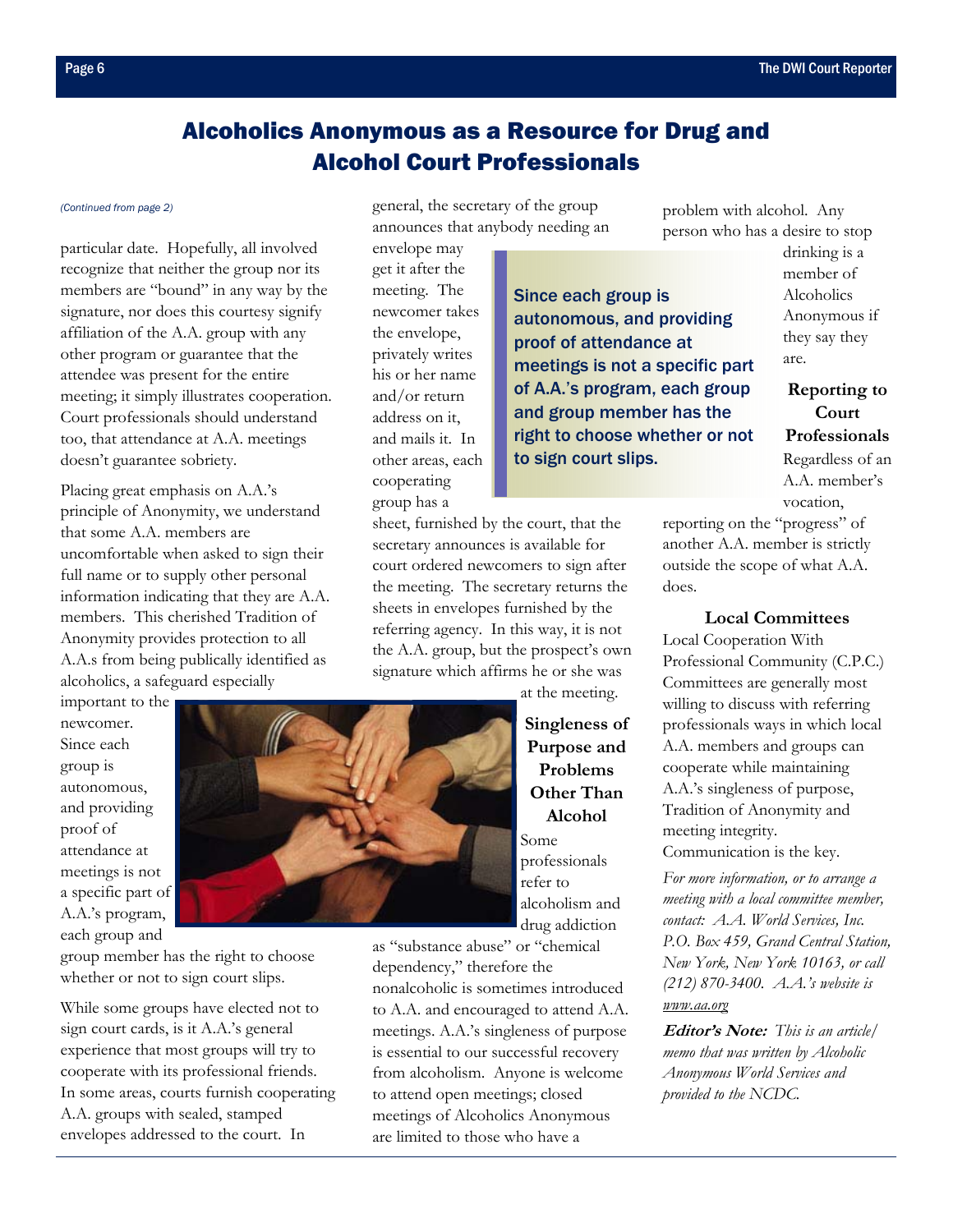# Alcoholics Anonymous as a Resource for Drug and Alcohol Court Professionals

*(Continued from page 2)*

particular date. Hopefully, all involved recognize that neither the group nor its members are "bound" in any way by the signature, nor does this courtesy signify affiliation of the A.A. group with any other program or guarantee that the attendee was present for the entire meeting; it simply illustrates cooperation. Court professionals should understand too, that attendance at A.A. meetings doesn't guarantee sobriety.

Placing great emphasis on A.A.'s principle of Anonymity, we understand that some A.A. members are uncomfortable when asked to sign their full name or to supply other personal information indicating that they are A.A. members. This cherished Tradition of Anonymity provides protection to all A.A.s from being publically identified as alcoholics, a safeguard especially important to the newcomer. Since each group is autonomous, and providing proof of attendance at meetings is not a specific part of A.A.'s program, each group and group member has the right to choose whether or not to sign court slips.

While some groups have elected not to sign court cards, is it A.A.'s general experience that most groups will try to cooperate with its professional friends. In some areas, courts furnish cooperating A.A. groups with sealed, stamped envelopes addressed to the court. In general, the secretary of the group announces that anybody needing an envelope may get it after the meeting. The newcomer takes the envelope, privately writes his or her name and/or return address on it, and mails it. In other areas, each cooperating group has a sheet, furnished by the court, that the secretary announces is available for court ordered newcomers to sign after the meeting. The secretary returns the sheets in envelopes furnished by the referring agency. In this way, it is not the A.A. group, but the prospect's own signature which affirms he or she was at the meeting.

> Since each group is autonomous, and providing proof of attendance at meetings is not a specific part of A.A.'s program, each group and group member has the right to choose whether or not to sign court slips.

### Singleness of Purpose and Problems Other Than Alcohol

Some professionals refer to alcoholism and drug addiction as "substance abuse" or "chemical dependency," therefore the nonalcoholic is sometimes introduced to A.A. and encouraged to attend A.A. meetings. A.A.'s singleness of purpose is essential to our successful recovery from alcoholism. Anyone is welcome to attend open meetings; closed meetings of Alcoholics Anonymous are limited to those who have a problem with alcohol. Any person who has a desire to stop drinking is a member of Alcoholics Anonymous if they say they are.

### Reporting to Court Professionals

Regardless of an A.A. member's vocation, reporting on the "progress" of another A.A. member is strictly outside the scope of what A.A. does.

### Local Committees

Local Cooperation With Professional Community (C.P.C.) Committees are generally most willing to discuss with referring professionals ways in which local A.A. members and groups can cooperate while maintaining A.A.'s singleness of purpose, Tradition of Anonymity and meeting integrity. Communication is the key.

*For more information, or to arrange a meeting with a local committee member, contact: A.A. World Services, Inc. P.O. Box 459, Grand Central Station, New York, New York 10163, or call (212) 870-3400. A.A.'s website is www.aa.org*

***Editor's Note:*** *This is an article/ memo that was written by Alcoholic Anonymous World Services and provided to the NCDC.*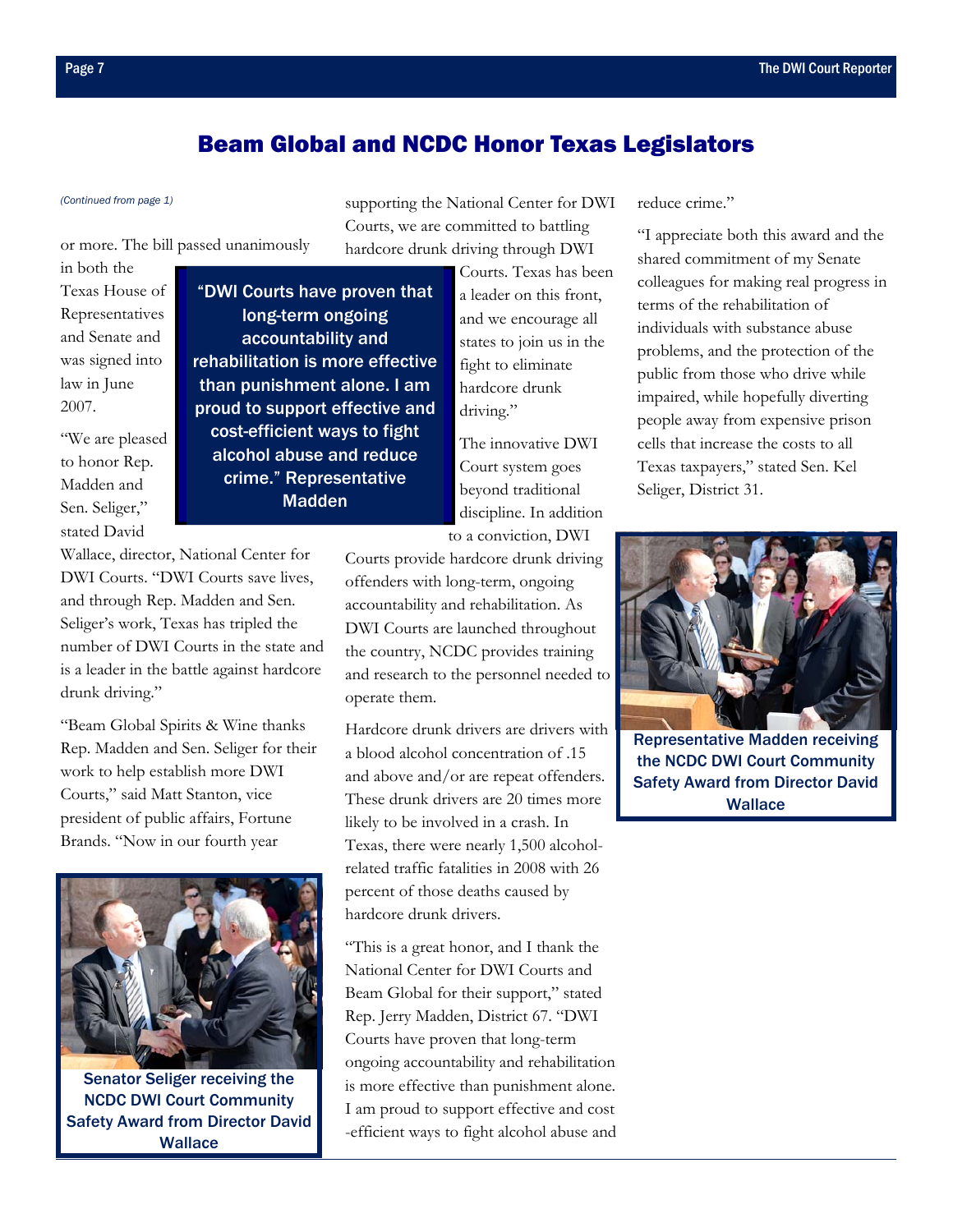# Beam Global and NCDC Honor Texas Legislators

*(Continued from page 1)*

or more. The bill passed unanimously in both the Texas House of Representatives and Senate and was signed into law in June 2007.

"We are pleased to honor Rep. Madden and Sen. Seliger," stated David Wallace, director, National Center for DWI Courts. "DWI Courts save lives, and through Rep. Madden and Sen. Seliger's work, Texas has tripled the number of DWI Courts in the state and is a leader in the battle against hardcore drunk driving."

"Beam Global Spirits & Wine thanks Rep. Madden and Sen. Seliger for their work to help establish more DWI Courts," said Matt Stanton, vice president of public affairs, Fortune Brands. "Now in our fourth year supporting the National Center for DWI Courts, we are committed to battling hardcore drunk driving through DWI Courts. Texas has been a leader on this front, and we encourage all states to join us in the fight to eliminate hardcore drunk driving."

> **"DWI Courts have proven that long-term ongoing accountability and rehabilitation is more effective than punishment alone. I am proud to support effective and cost-efficient ways to fight alcohol abuse and reduce crime." Representative Madden**

The innovative DWI Court system goes beyond traditional discipline. In addition to a conviction, DWI Courts provide hardcore drunk driving offenders with long-term, ongoing accountability and rehabilitation. As DWI Courts are launched throughout the country, NCDC provides training and research to the personnel needed to operate them.

Hardcore drunk drivers are drivers with a blood alcohol concentration of .15 and above and/or are repeat offenders. These drunk drivers are 20 times more likely to be involved in a crash. In Texas, there were nearly 1,500 alcohol-related traffic fatalities in 2008 with 26 percent of those deaths caused by hardcore drunk drivers.

"This is a great honor, and I thank the National Center for DWI Courts and Beam Global for their support," stated Rep. Jerry Madden, District 67. "DWI Courts have proven that long-term ongoing accountability and rehabilitation is more effective than punishment alone. I am proud to support effective and cost-efficient ways to fight alcohol abuse and reduce crime."

"I appreciate both this award and the shared commitment of my Senate colleagues for making real progress in terms of the rehabilitation of individuals with substance abuse problems, and the protection of the public from those who drive while impaired, while hopefully diverting people away from expensive prison cells that increase the costs to all Texas taxpayers," stated Sen. Kel Seliger, District 31.

**Senator Seliger receiving the NCDC DWI Court Community Safety Award from Director David Wallace**

**Representative Madden receiving the NCDC DWI Court Community Safety Award from Director David Wallace**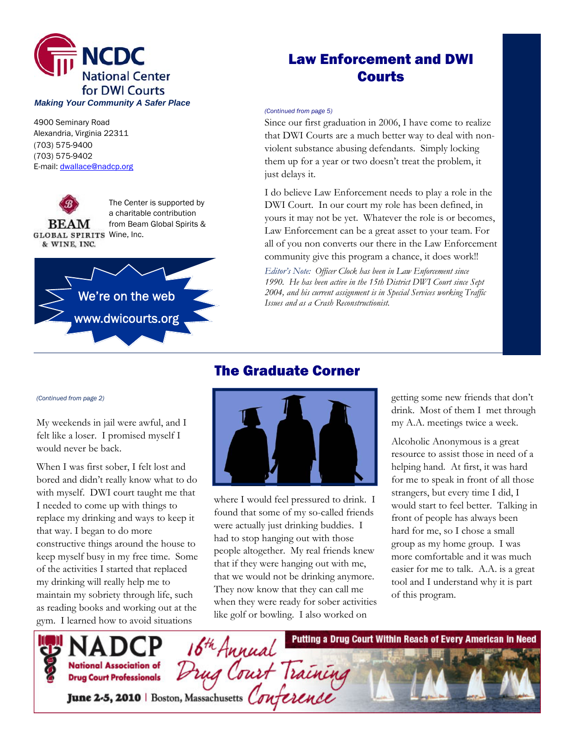**NCDC**
**National Center for DWI Courts**

*Making Your Community A Safer Place*

4900 Seminary Road
Alexandria, Virginia 22311
(703) 575-9400
(703) 575-9402
E-mail: dwallace@nadcp.org

BEAM GLOBAL SPIRITS & WINE, INC.

The Center is supported by a charitable contribution from Beam Global Spirits & Wine, Inc.

We're on the web
www.dwicourts.org

## Law Enforcement and DWI Courts

*(Continued from page 5)*

Since our first graduation in 2006, I have come to realize that DWI Courts are a much better way to deal with non-violent substance abusing defendants. Simply locking them up for a year or two doesn't treat the problem, it just delays it.

I do believe Law Enforcement needs to play a role in the DWI Court. In our court my role has been defined, in yours it may not be yet. Whatever the role is or becomes, Law Enforcement can be a great asset to your team. For all of you non converts our there in the Law Enforcement community give this program a chance, it does work!!

*Editor's Note: Officer Clock has been in Law Enforcement since 1990. He has been active in the 15th District DWI Court since Sept 2004, and his current assignment is in Special Services working Traffic Issues and as a Crash Reconstructionist.*

## The Graduate Corner

*(Continued from page 2)*

My weekends in jail were awful, and I felt like a loser. I promised myself I would never be back.

When I was first sober, I felt lost and bored and didn't really know what to do with myself. DWI court taught me that I needed to come up with things to replace my drinking and ways to keep it that way. I began to do more constructive things around the house to keep myself busy in my free time. Some of the activities I started that replaced my drinking will really help me to maintain my sobriety through life, such as reading books and working out at the gym. I learned how to avoid situations where I would feel pressured to drink. I found that some of my so-called friends were actually just drinking buddies. I had to stop hanging out with those people altogether. My real friends knew that if they were hanging out with me, that we would not be drinking anymore. They now know that they can call me when they were ready for sober activities like golf or bowling. I also worked on getting some new friends that don't drink. Most of them I met through my A.A. meetings twice a week.

Alcoholic Anonymous is a great resource to assist those in need of a helping hand. At first, it was hard for me to speak in front of all those strangers, but every time I did, I would start to feel better. Talking in front of people has always been hard for me, so I chose a small group as my home group. I was more comfortable and it was much easier for me to talk. A.A. is a great tool and I understand why it is part of this program.

**NADCP** National Association of Drug Court Professionals

16th Annual Drug Court Training Conference

**June 2-5, 2010** | Boston, Massachusetts

**Putting a Drug Court Within Reach of Every American in Need**